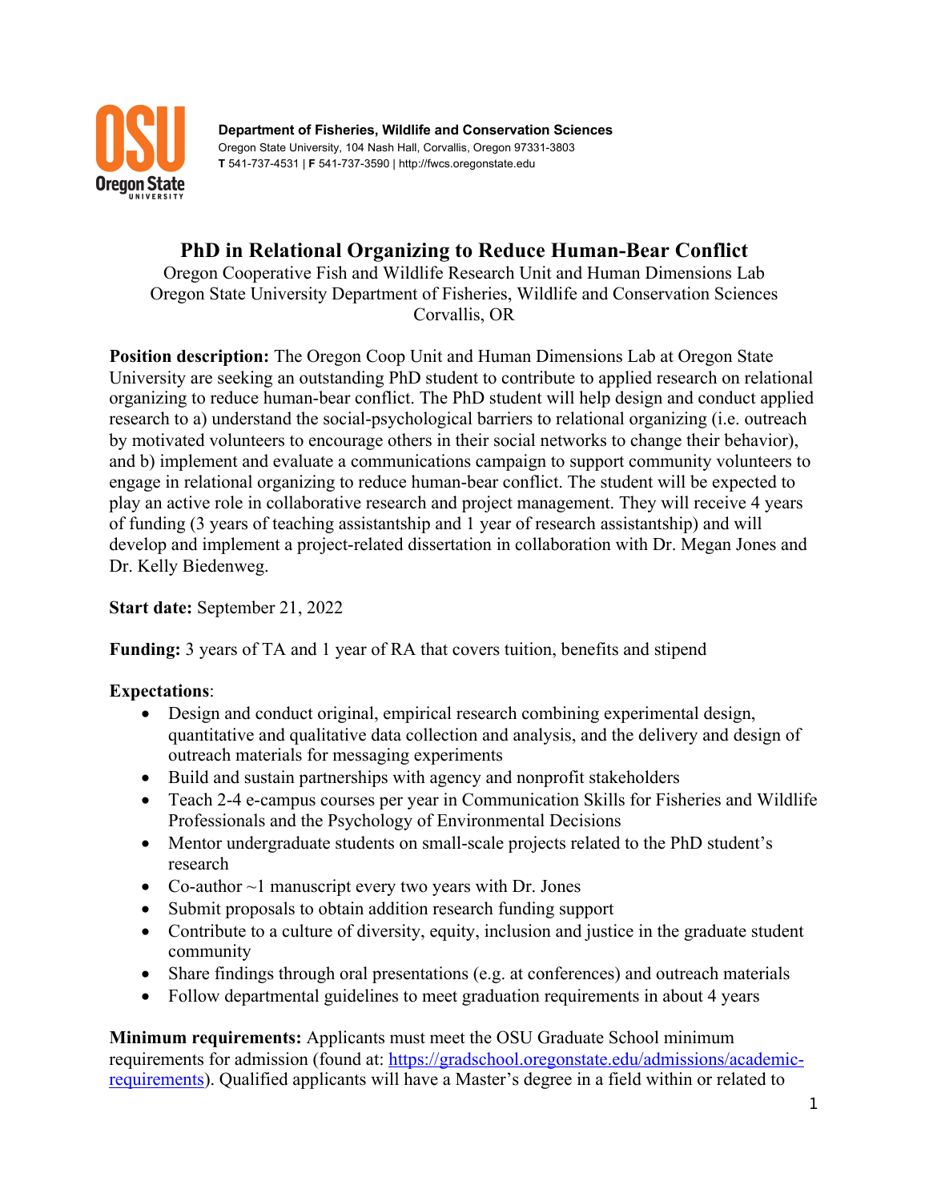**Department of Fisheries, Wildlife and Conservation Sciences**
Oregon State University, 104 Nash Hall, Corvallis, Oregon 97331-3803
**T** 541-737-4531 | **F** 541-737-3590 | http://fwcs.oregonstate.edu

# PhD in Relational Organizing to Reduce Human-Bear Conflict

Oregon Cooperative Fish and Wildlife Research Unit and Human Dimensions Lab
Oregon State University Department of Fisheries, Wildlife and Conservation Sciences
Corvallis, OR

**Position description:** The Oregon Coop Unit and Human Dimensions Lab at Oregon State University are seeking an outstanding PhD student to contribute to applied research on relational organizing to reduce human-bear conflict. The PhD student will help design and conduct applied research to a) understand the social-psychological barriers to relational organizing (i.e. outreach by motivated volunteers to encourage others in their social networks to change their behavior), and b) implement and evaluate a communications campaign to support community volunteers to engage in relational organizing to reduce human-bear conflict. The student will be expected to play an active role in collaborative research and project management. They will receive 4 years of funding (3 years of teaching assistantship and 1 year of research assistantship) and will develop and implement a project-related dissertation in collaboration with Dr. Megan Jones and Dr. Kelly Biedenweg.

**Start date:** September 21, 2022

**Funding:** 3 years of TA and 1 year of RA that covers tuition, benefits and stipend

**Expectations**:

- Design and conduct original, empirical research combining experimental design, quantitative and qualitative data collection and analysis, and the delivery and design of outreach materials for messaging experiments
- Build and sustain partnerships with agency and nonprofit stakeholders
- Teach 2-4 e-campus courses per year in Communication Skills for Fisheries and Wildlife Professionals and the Psychology of Environmental Decisions
- Mentor undergraduate students on small-scale projects related to the PhD student's research
- Co-author ~1 manuscript every two years with Dr. Jones
- Submit proposals to obtain addition research funding support
- Contribute to a culture of diversity, equity, inclusion and justice in the graduate student community
- Share findings through oral presentations (e.g. at conferences) and outreach materials
- Follow departmental guidelines to meet graduation requirements in about 4 years

**Minimum requirements:** Applicants must meet the OSU Graduate School minimum requirements for admission (found at: https://gradschool.oregonstate.edu/admissions/academic-requirements). Qualified applicants will have a Master's degree in a field within or related to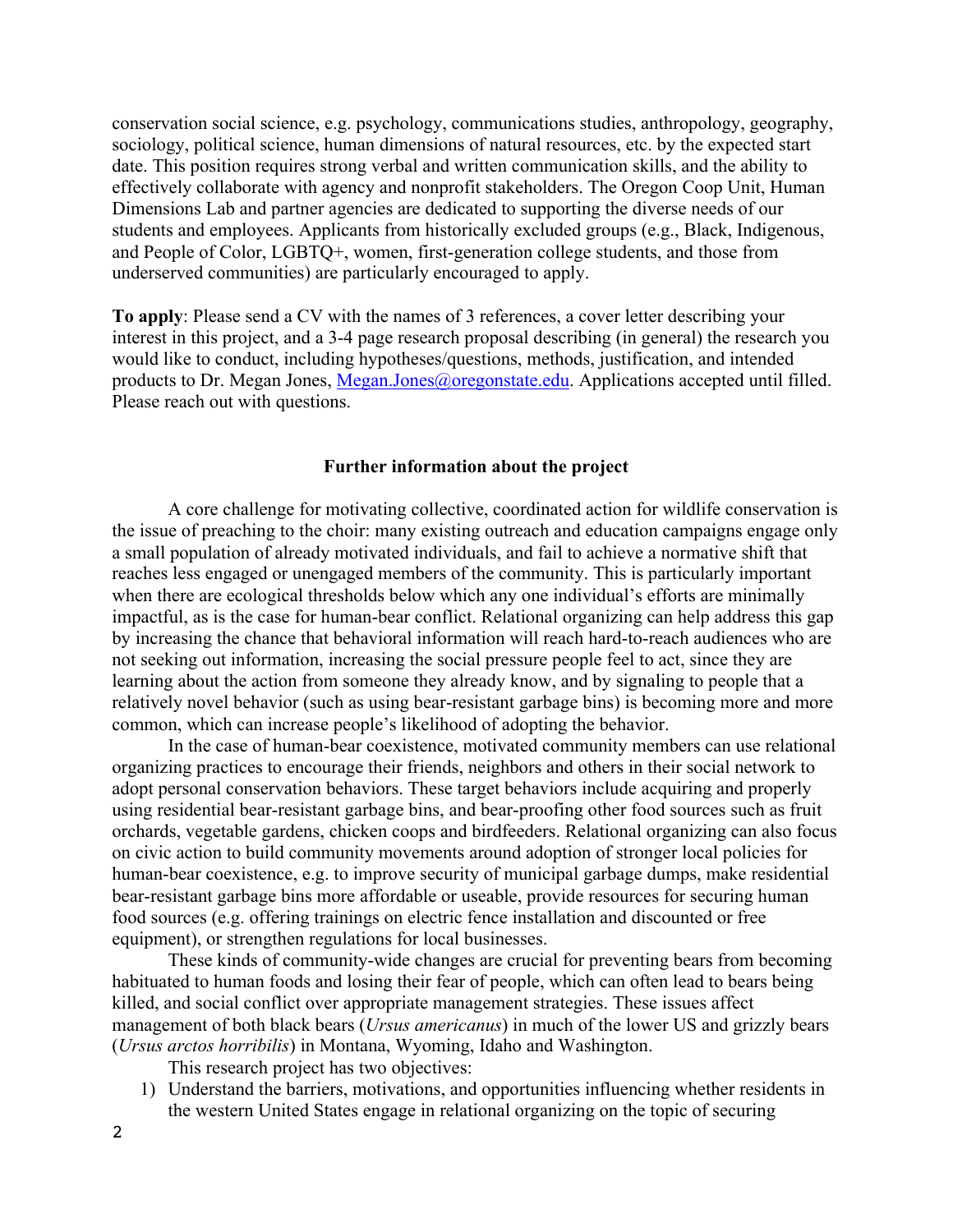conservation social science, e.g. psychology, communications studies, anthropology, geography, sociology, political science, human dimensions of natural resources, etc. by the expected start date. This position requires strong verbal and written communication skills, and the ability to effectively collaborate with agency and nonprofit stakeholders. The Oregon Coop Unit, Human Dimensions Lab and partner agencies are dedicated to supporting the diverse needs of our students and employees. Applicants from historically excluded groups (e.g., Black, Indigenous, and People of Color, LGBTQ+, women, first-generation college students, and those from underserved communities) are particularly encouraged to apply.

**To apply**: Please send a CV with the names of 3 references, a cover letter describing your interest in this project, and a 3-4 page research proposal describing (in general) the research you would like to conduct, including hypotheses/questions, methods, justification, and intended products to Dr. Megan Jones, Megan.Jones@oregonstate.edu. Applications accepted until filled. Please reach out with questions.

**Further information about the project**

A core challenge for motivating collective, coordinated action for wildlife conservation is the issue of preaching to the choir: many existing outreach and education campaigns engage only a small population of already motivated individuals, and fail to achieve a normative shift that reaches less engaged or unengaged members of the community. This is particularly important when there are ecological thresholds below which any one individual's efforts are minimally impactful, as is the case for human-bear conflict. Relational organizing can help address this gap by increasing the chance that behavioral information will reach hard-to-reach audiences who are not seeking out information, increasing the social pressure people feel to act, since they are learning about the action from someone they already know, and by signaling to people that a relatively novel behavior (such as using bear-resistant garbage bins) is becoming more and more common, which can increase people's likelihood of adopting the behavior.

In the case of human-bear coexistence, motivated community members can use relational organizing practices to encourage their friends, neighbors and others in their social network to adopt personal conservation behaviors. These target behaviors include acquiring and properly using residential bear-resistant garbage bins, and bear-proofing other food sources such as fruit orchards, vegetable gardens, chicken coops and birdfeeders. Relational organizing can also focus on civic action to build community movements around adoption of stronger local policies for human-bear coexistence, e.g. to improve security of municipal garbage dumps, make residential bear-resistant garbage bins more affordable or useable, provide resources for securing human food sources (e.g. offering trainings on electric fence installation and discounted or free equipment), or strengthen regulations for local businesses.

These kinds of community-wide changes are crucial for preventing bears from becoming habituated to human foods and losing their fear of people, which can often lead to bears being killed, and social conflict over appropriate management strategies. These issues affect management of both black bears (*Ursus americanus*) in much of the lower US and grizzly bears (*Ursus arctos horribilis*) in Montana, Wyoming, Idaho and Washington.

This research project has two objectives:

1) Understand the barriers, motivations, and opportunities influencing whether residents in the western United States engage in relational organizing on the topic of securing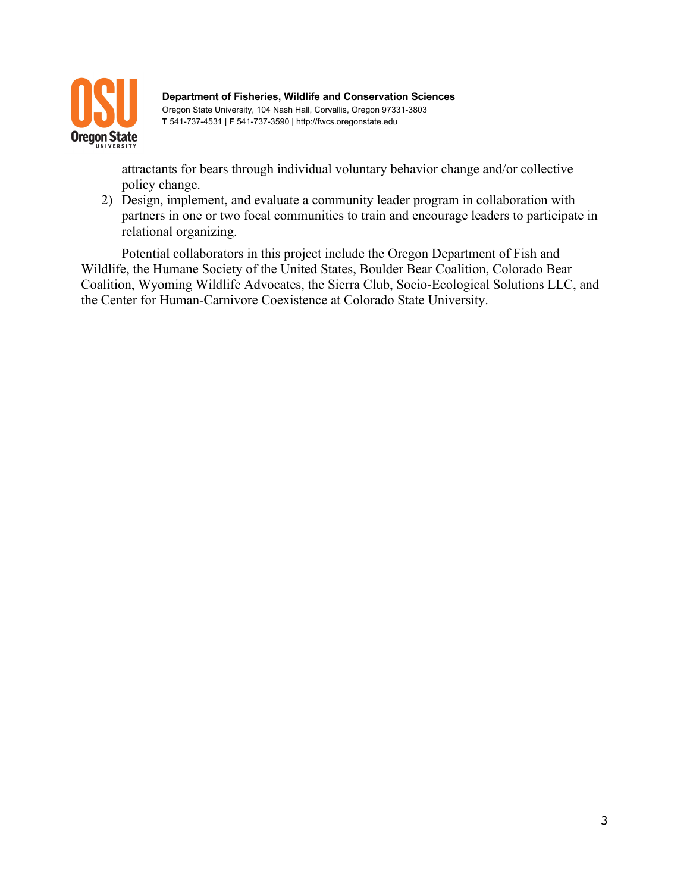attractants for bears through individual voluntary behavior change and/or collective policy change.

2) Design, implement, and evaluate a community leader program in collaboration with partners in one or two focal communities to train and encourage leaders to participate in relational organizing.

Potential collaborators in this project include the Oregon Department of Fish and Wildlife, the Humane Society of the United States, Boulder Bear Coalition, Colorado Bear Coalition, Wyoming Wildlife Advocates, the Sierra Club, Socio-Ecological Solutions LLC, and the Center for Human-Carnivore Coexistence at Colorado State University.